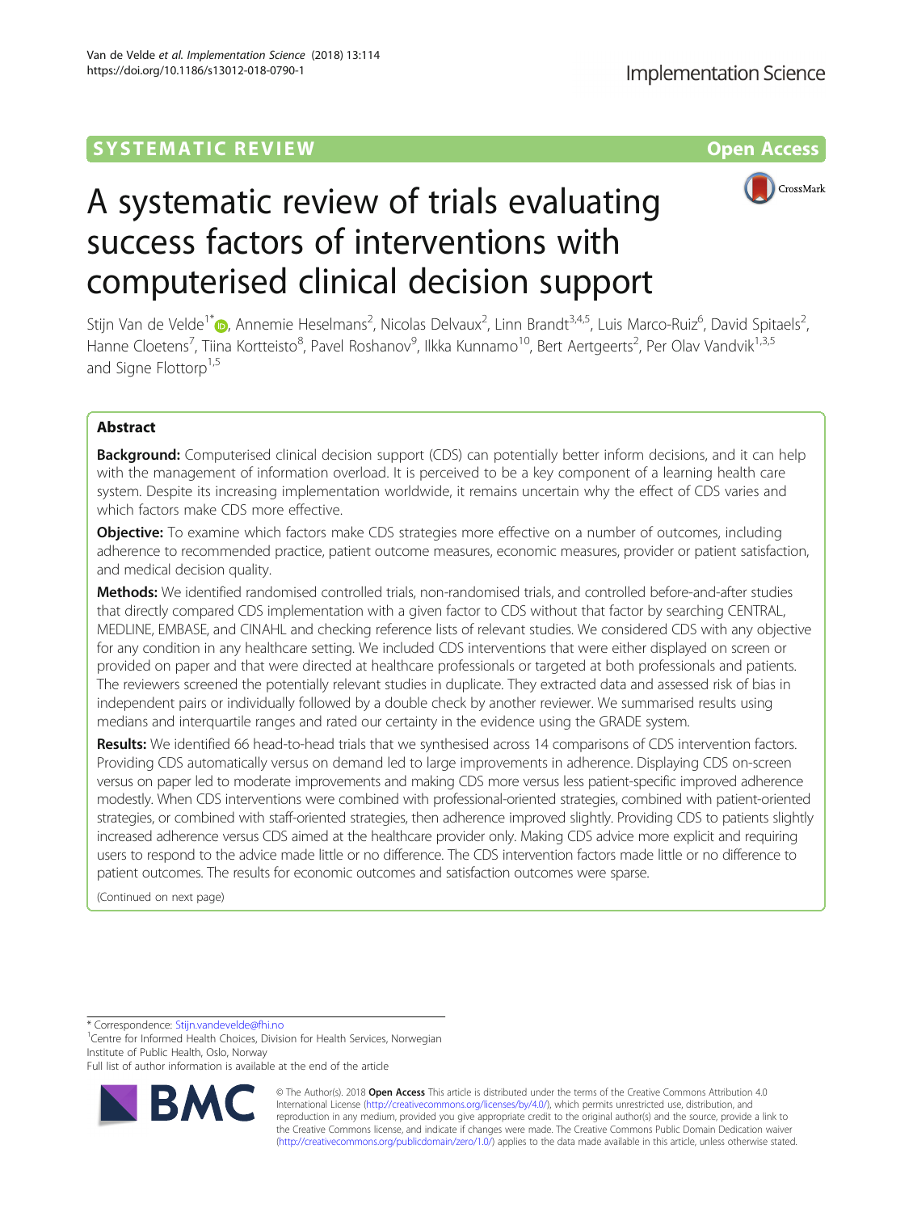SYSTEMATIC REVIEW

Open Access

# A systematic review of trials evaluating success factors of interventions with computerised clinical decision support

Stijn Van de Velde[1*], Annemie Heselmans[2], Nicolas Delvaux[2], Linn Brandt[3,4,5], Luis Marco-Ruiz[6], David Spitaels[2], Hanne Cloetens[7], Tiina Kortteisto[8], Pavel Roshanov[9], Ilkka Kunnamo[10], Bert Aertgeerts[2], Per Olav Vandvik[1,3,5] and Signe Flottorp[1,5]

## Abstract

**Background:** Computerised clinical decision support (CDS) can potentially better inform decisions, and it can help with the management of information overload. It is perceived to be a key component of a learning health care system. Despite its increasing implementation worldwide, it remains uncertain why the effect of CDS varies and which factors make CDS more effective.

**Objective:** To examine which factors make CDS strategies more effective on a number of outcomes, including adherence to recommended practice, patient outcome measures, economic measures, provider or patient satisfaction, and medical decision quality.

**Methods:** We identified randomised controlled trials, non-randomised trials, and controlled before-and-after studies that directly compared CDS implementation with a given factor to CDS without that factor by searching CENTRAL, MEDLINE, EMBASE, and CINAHL and checking reference lists of relevant studies. We considered CDS with any objective for any condition in any healthcare setting. We included CDS interventions that were either displayed on screen or provided on paper and that were directed at healthcare professionals or targeted at both professionals and patients. The reviewers screened the potentially relevant studies in duplicate. They extracted data and assessed risk of bias in independent pairs or individually followed by a double check by another reviewer. We summarised results using medians and interquartile ranges and rated our certainty in the evidence using the GRADE system.

**Results:** We identified 66 head-to-head trials that we synthesised across 14 comparisons of CDS intervention factors. Providing CDS automatically versus on demand led to large improvements in adherence. Displaying CDS on-screen versus on paper led to moderate improvements and making CDS more versus less patient-specific improved adherence modestly. When CDS interventions were combined with professional-oriented strategies, combined with patient-oriented strategies, or combined with staff-oriented strategies, then adherence improved slightly. Providing CDS to patients slightly increased adherence versus CDS aimed at the healthcare provider only. Making CDS advice more explicit and requiring users to respond to the advice made little or no difference. The CDS intervention factors made little or no difference to patient outcomes. The results for economic outcomes and satisfaction outcomes were sparse.

(Continued on next page)

\* Correspondence: Stijn.vandevelde@fhi.no

[1]Centre for Informed Health Choices, Division for Health Services, Norwegian Institute of Public Health, Oslo, Norway

Full list of author information is available at the end of the article

© The Author(s). 2018 **Open Access** This article is distributed under the terms of the Creative Commons Attribution 4.0 International License (http://creativecommons.org/licenses/by/4.0/), which permits unrestricted use, distribution, and reproduction in any medium, provided you give appropriate credit to the original author(s) and the source, provide a link to the Creative Commons license, and indicate if changes were made. The Creative Commons Public Domain Dedication waiver (http://creativecommons.org/publicdomain/zero/1.0/) applies to the data made available in this article, unless otherwise stated.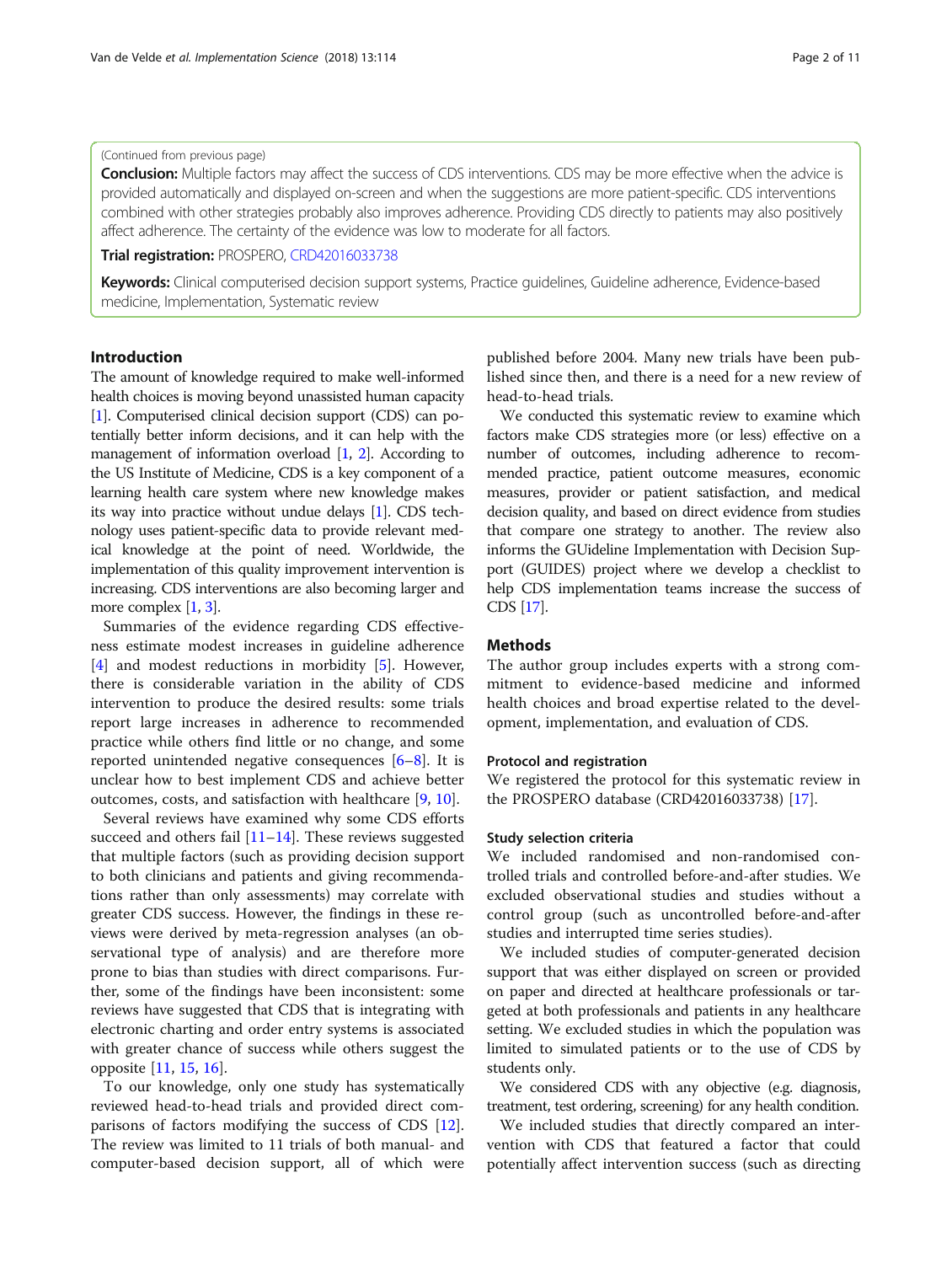(Continued from previous page)

**Conclusion:** Multiple factors may affect the success of CDS interventions. CDS may be more effective when the advice is provided automatically and displayed on-screen and when the suggestions are more patient-specific. CDS interventions combined with other strategies probably also improves adherence. Providing CDS directly to patients may also positively affect adherence. The certainty of the evidence was low to moderate for all factors.

**Trial registration:** PROSPERO, CRD42016033738

**Keywords:** Clinical computerised decision support systems, Practice guidelines, Guideline adherence, Evidence-based medicine, Implementation, Systematic review

## Introduction

The amount of knowledge required to make well-informed health choices is moving beyond unassisted human capacity [1]. Computerised clinical decision support (CDS) can potentially better inform decisions, and it can help with the management of information overload [1, 2]. According to the US Institute of Medicine, CDS is a key component of a learning health care system where new knowledge makes its way into practice without undue delays [1]. CDS technology uses patient-specific data to provide relevant medical knowledge at the point of need. Worldwide, the implementation of this quality improvement intervention is increasing. CDS interventions are also becoming larger and more complex [1, 3].

Summaries of the evidence regarding CDS effectiveness estimate modest increases in guideline adherence [4] and modest reductions in morbidity [5]. However, there is considerable variation in the ability of CDS intervention to produce the desired results: some trials report large increases in adherence to recommended practice while others find little or no change, and some reported unintended negative consequences [6–8]. It is unclear how to best implement CDS and achieve better outcomes, costs, and satisfaction with healthcare [9, 10].

Several reviews have examined why some CDS efforts succeed and others fail [11–14]. These reviews suggested that multiple factors (such as providing decision support to both clinicians and patients and giving recommendations rather than only assessments) may correlate with greater CDS success. However, the findings in these reviews were derived by meta-regression analyses (an observational type of analysis) and are therefore more prone to bias than studies with direct comparisons. Further, some of the findings have been inconsistent: some reviews have suggested that CDS that is integrating with electronic charting and order entry systems is associated with greater chance of success while others suggest the opposite [11, 15, 16].

To our knowledge, only one study has systematically reviewed head-to-head trials and provided direct comparisons of factors modifying the success of CDS [12]. The review was limited to 11 trials of both manual- and computer-based decision support, all of which were published before 2004. Many new trials have been published since then, and there is a need for a new review of head-to-head trials.

We conducted this systematic review to examine which factors make CDS strategies more (or less) effective on a number of outcomes, including adherence to recommended practice, patient outcome measures, economic measures, provider or patient satisfaction, and medical decision quality, and based on direct evidence from studies that compare one strategy to another. The review also informs the GUideline Implementation with Decision Support (GUIDES) project where we develop a checklist to help CDS implementation teams increase the success of CDS [17].

## Methods

The author group includes experts with a strong commitment to evidence-based medicine and informed health choices and broad expertise related to the development, implementation, and evaluation of CDS.

### Protocol and registration

We registered the protocol for this systematic review in the PROSPERO database (CRD42016033738) [17].

### Study selection criteria

We included randomised and non-randomised controlled trials and controlled before-and-after studies. We excluded observational studies and studies without a control group (such as uncontrolled before-and-after studies and interrupted time series studies).

We included studies of computer-generated decision support that was either displayed on screen or provided on paper and directed at healthcare professionals or targeted at both professionals and patients in any healthcare setting. We excluded studies in which the population was limited to simulated patients or to the use of CDS by students only.

We considered CDS with any objective (e.g. diagnosis, treatment, test ordering, screening) for any health condition.

We included studies that directly compared an intervention with CDS that featured a factor that could potentially affect intervention success (such as directing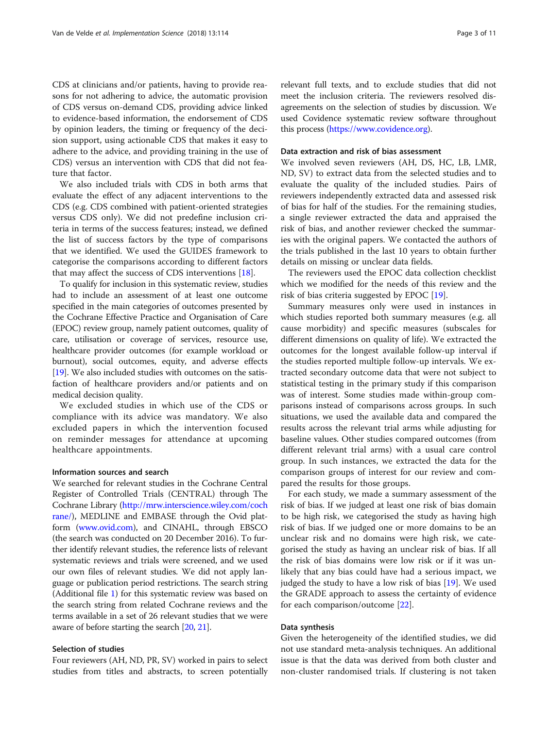CDS at clinicians and/or patients, having to provide reasons for not adhering to advice, the automatic provision of CDS versus on-demand CDS, providing advice linked to evidence-based information, the endorsement of CDS by opinion leaders, the timing or frequency of the decision support, using actionable CDS that makes it easy to adhere to the advice, and providing training in the use of CDS) versus an intervention with CDS that did not feature that factor.

We also included trials with CDS in both arms that evaluate the effect of any adjacent interventions to the CDS (e.g. CDS combined with patient-oriented strategies versus CDS only). We did not predefine inclusion criteria in terms of the success features; instead, we defined the list of success factors by the type of comparisons that we identified. We used the GUIDES framework to categorise the comparisons according to different factors that may affect the success of CDS interventions [18].

To qualify for inclusion in this systematic review, studies had to include an assessment of at least one outcome specified in the main categories of outcomes presented by the Cochrane Effective Practice and Organisation of Care (EPOC) review group, namely patient outcomes, quality of care, utilisation or coverage of services, resource use, healthcare provider outcomes (for example workload or burnout), social outcomes, equity, and adverse effects [19]. We also included studies with outcomes on the satisfaction of healthcare providers and/or patients and on medical decision quality.

We excluded studies in which use of the CDS or compliance with its advice was mandatory. We also excluded papers in which the intervention focused on reminder messages for attendance at upcoming healthcare appointments.

### Information sources and search

We searched for relevant studies in the Cochrane Central Register of Controlled Trials (CENTRAL) through The Cochrane Library (http://mrw.interscience.wiley.com/cochrane/), MEDLINE and EMBASE through the Ovid platform (www.ovid.com), and CINAHL, through EBSCO (the search was conducted on 20 December 2016). To further identify relevant studies, the reference lists of relevant systematic reviews and trials were screened, and we used our own files of relevant studies. We did not apply language or publication period restrictions. The search string (Additional file 1) for this systematic review was based on the search string from related Cochrane reviews and the terms available in a set of 26 relevant studies that we were aware of before starting the search [20, 21].

### Selection of studies

Four reviewers (AH, ND, PR, SV) worked in pairs to select studies from titles and abstracts, to screen potentially relevant full texts, and to exclude studies that did not meet the inclusion criteria. The reviewers resolved disagreements on the selection of studies by discussion. We used Covidence systematic review software throughout this process (https://www.covidence.org).

### Data extraction and risk of bias assessment

We involved seven reviewers (AH, DS, HC, LB, LMR, ND, SV) to extract data from the selected studies and to evaluate the quality of the included studies. Pairs of reviewers independently extracted data and assessed risk of bias for half of the studies. For the remaining studies, a single reviewer extracted the data and appraised the risk of bias, and another reviewer checked the summaries with the original papers. We contacted the authors of the trials published in the last 10 years to obtain further details on missing or unclear data fields.

The reviewers used the EPOC data collection checklist which we modified for the needs of this review and the risk of bias criteria suggested by EPOC [19].

Summary measures only were used in instances in which studies reported both summary measures (e.g. all cause morbidity) and specific measures (subscales for different dimensions on quality of life). We extracted the outcomes for the longest available follow-up interval if the studies reported multiple follow-up intervals. We extracted secondary outcome data that were not subject to statistical testing in the primary study if this comparison was of interest. Some studies made within-group comparisons instead of comparisons across groups. In such situations, we used the available data and compared the results across the relevant trial arms while adjusting for baseline values. Other studies compared outcomes (from different relevant trial arms) with a usual care control group. In such instances, we extracted the data for the comparison groups of interest for our review and compared the results for those groups.

For each study, we made a summary assessment of the risk of bias. If we judged at least one risk of bias domain to be high risk, we categorised the study as having high risk of bias. If we judged one or more domains to be an unclear risk and no domains were high risk, we categorised the study as having an unclear risk of bias. If all the risk of bias domains were low risk or if it was unlikely that any bias could have had a serious impact, we judged the study to have a low risk of bias [19]. We used the GRADE approach to assess the certainty of evidence for each comparison/outcome [22].

### Data synthesis

Given the heterogeneity of the identified studies, we did not use standard meta-analysis techniques. An additional issue is that the data was derived from both cluster and non-cluster randomised trials. If clustering is not taken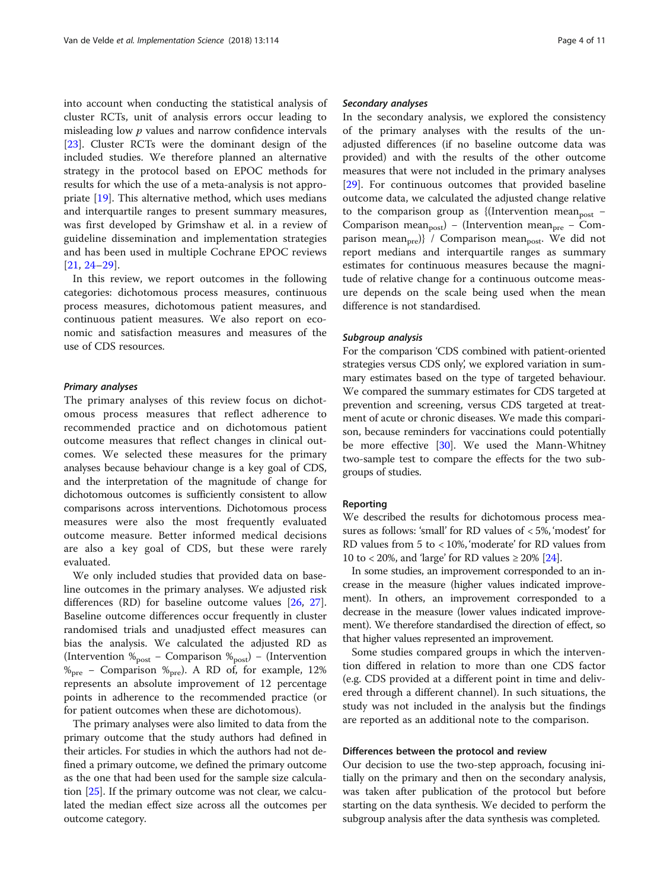into account when conducting the statistical analysis of cluster RCTs, unit of analysis errors occur leading to misleading low $p$ values and narrow confidence intervals [23]. Cluster RCTs were the dominant design of the included studies. We therefore planned an alternative strategy in the protocol based on EPOC methods for results for which the use of a meta-analysis is not appropriate [19]. This alternative method, which uses medians and interquartile ranges to present summary measures, was first developed by Grimshaw et al. in a review of guideline dissemination and implementation strategies and has been used in multiple Cochrane EPOC reviews [21, 24–29].

In this review, we report outcomes in the following categories: dichotomous process measures, continuous process measures, dichotomous patient measures, and continuous patient measures. We also report on economic and satisfaction measures and measures of the use of CDS resources.

#### *Primary analyses*

The primary analyses of this review focus on dichotomous process measures that reflect adherence to recommended practice and on dichotomous patient outcome measures that reflect changes in clinical outcomes. We selected these measures for the primary analyses because behaviour change is a key goal of CDS, and the interpretation of the magnitude of change for dichotomous outcomes is sufficiently consistent to allow comparisons across interventions. Dichotomous process measures were also the most frequently evaluated outcome measure. Better informed medical decisions are also a key goal of CDS, but these were rarely evaluated.

We only included studies that provided data on baseline outcomes in the primary analyses. We adjusted risk differences (RD) for baseline outcome values [26, 27]. Baseline outcome differences occur frequently in cluster randomised trials and unadjusted effect measures can bias the analysis. We calculated the adjusted RD as (Intervention $\%_{post}$ – Comparison $\%_{post}$) – (Intervention $\%_{pre}$ – Comparison $\%_{pre}$). A RD of, for example, 12% represents an absolute improvement of 12 percentage points in adherence to the recommended practice (or for patient outcomes when these are dichotomous).

The primary analyses were also limited to data from the primary outcome that the study authors had defined in their articles. For studies in which the authors had not defined a primary outcome, we defined the primary outcome as the one that had been used for the sample size calculation [25]. If the primary outcome was not clear, we calculated the median effect size across all the outcomes per outcome category.

#### *Secondary analyses*

In the secondary analysis, we explored the consistency of the primary analyses with the results of the unadjusted differences (if no baseline outcome data was provided) and with the results of the other outcome measures that were not included in the primary analyses [29]. For continuous outcomes that provided baseline outcome data, we calculated the adjusted change relative to the comparison group as {(Intervention $\text{mean}_{post}$ – Comparison $\text{mean}_{post}$) – (Intervention $\text{mean}_{pre}$ – Comparison $\text{mean}_{pre}$)} / Comparison $\text{mean}_{post}$. We did not report medians and interquartile ranges as summary estimates for continuous measures because the magnitude of relative change for a continuous outcome measure depends on the scale being used when the mean difference is not standardised.

#### *Subgroup analysis*

For the comparison 'CDS combined with patient-oriented strategies versus CDS only', we explored variation in summary estimates based on the type of targeted behaviour. We compared the summary estimates for CDS targeted at prevention and screening, versus CDS targeted at treatment of acute or chronic diseases. We made this comparison, because reminders for vaccinations could potentially be more effective [30]. We used the Mann-Whitney two-sample test to compare the effects for the two subgroups of studies.

### Reporting

We described the results for dichotomous process measures as follows: 'small' for RD values of < 5%, 'modest' for RD values from 5 to < 10%, 'moderate' for RD values from 10 to < 20%, and 'large' for RD values ≥ 20% [24].

In some studies, an improvement corresponded to an increase in the measure (higher values indicated improvement). In others, an improvement corresponded to a decrease in the measure (lower values indicated improvement). We therefore standardised the direction of effect, so that higher values represented an improvement.

Some studies compared groups in which the intervention differed in relation to more than one CDS factor (e.g. CDS provided at a different point in time and delivered through a different channel). In such situations, the study was not included in the analysis but the findings are reported as an additional note to the comparison.

### Differences between the protocol and review

Our decision to use the two-step approach, focusing initially on the primary and then on the secondary analysis, was taken after publication of the protocol but before starting on the data synthesis. We decided to perform the subgroup analysis after the data synthesis was completed.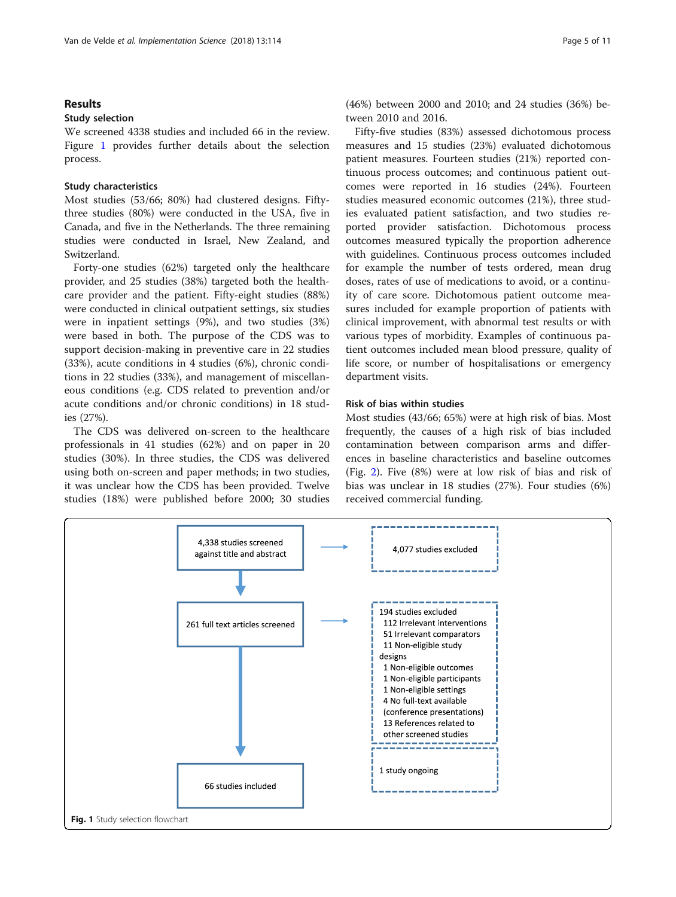## Results

### Study selection

We screened 4338 studies and included 66 in the review. Figure 1 provides further details about the selection process.

### Study characteristics

Most studies (53/66; 80%) had clustered designs. Fifty-three studies (80%) were conducted in the USA, five in Canada, and five in the Netherlands. The three remaining studies were conducted in Israel, New Zealand, and Switzerland.

Forty-one studies (62%) targeted only the healthcare provider, and 25 studies (38%) targeted both the healthcare provider and the patient. Fifty-eight studies (88%) were conducted in clinical outpatient settings, six studies were in inpatient settings (9%), and two studies (3%) were based in both. The purpose of the CDS was to support decision-making in preventive care in 22 studies (33%), acute conditions in 4 studies (6%), chronic conditions in 22 studies (33%), and management of miscellaneous conditions (e.g. CDS related to prevention and/or acute conditions and/or chronic conditions) in 18 studies (27%).

The CDS was delivered on-screen to the healthcare professionals in 41 studies (62%) and on paper in 20 studies (30%). In three studies, the CDS was delivered using both on-screen and paper methods; in two studies, it was unclear how the CDS has been provided. Twelve studies (18%) were published before 2000; 30 studies (46%) between 2000 and 2010; and 24 studies (36%) between 2010 and 2016.

Fifty-five studies (83%) assessed dichotomous process measures and 15 studies (23%) evaluated dichotomous patient measures. Fourteen studies (21%) reported continuous process outcomes; and continuous patient outcomes were reported in 16 studies (24%). Fourteen studies measured economic outcomes (21%), three studies evaluated patient satisfaction, and two studies reported provider satisfaction. Dichotomous process outcomes measured typically the proportion adherence with guidelines. Continuous process outcomes included for example the number of tests ordered, mean drug doses, rates of use of medications to avoid, or a continuity of care score. Dichotomous patient outcome measures included for example proportion of patients with clinical improvement, with abnormal test results or with various types of morbidity. Examples of continuous patient outcomes included mean blood pressure, quality of life score, or number of hospitalisations or emergency department visits.

### Risk of bias within studies

Most studies (43/66; 65%) were at high risk of bias. Most frequently, the causes of a high risk of bias included contamination between comparison arms and differences in baseline characteristics and baseline outcomes (Fig. 2). Five (8%) were at low risk of bias and risk of bias was unclear in 18 studies (27%). Four studies (6%) received commercial funding.

4,338 studies screened against title and abstract → 4,077 studies excluded

261 full text articles screened → 194 studies excluded
- 112 Irrelevant interventions
- 51 Irrelevant comparators
- 11 Non-eligible study designs
- 1 Non-eligible outcomes
- 1 Non-eligible participants
- 1 Non-eligible settings
- 4 No full-text available (conference presentations)
- 13 References related to other screened studies

1 study ongoing

66 studies included

**Fig. 1** Study selection flowchart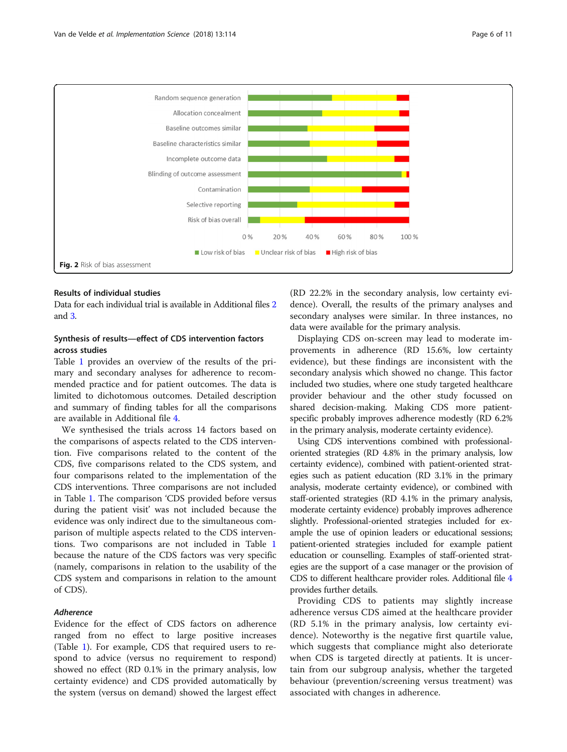Fig. 2 Risk of bias assessment

### Results of individual studies

Data for each individual trial is available in Additional files 2 and 3.

### Synthesis of results—effect of CDS intervention factors across studies

Table 1 provides an overview of the results of the primary and secondary analyses for adherence to recommended practice and for patient outcomes. The data is limited to dichotomous outcomes. Detailed description and summary of finding tables for all the comparisons are available in Additional file 4.

We synthesised the trials across 14 factors based on the comparisons of aspects related to the CDS intervention. Five comparisons related to the content of the CDS, five comparisons related to the CDS system, and four comparisons related to the implementation of the CDS interventions. Three comparisons are not included in Table 1. The comparison 'CDS provided before versus during the patient visit' was not included because the evidence was only indirect due to the simultaneous comparison of multiple aspects related to the CDS interventions. Two comparisons are not included in Table 1 because the nature of the CDS factors was very specific (namely, comparisons in relation to the usability of the CDS system and comparisons in relation to the amount of CDS).

#### *Adherence*

Evidence for the effect of CDS factors on adherence ranged from no effect to large positive increases (Table 1). For example, CDS that required users to respond to advice (versus no requirement to respond) showed no effect (RD 0.1% in the primary analysis, low certainty evidence) and CDS provided automatically by the system (versus on demand) showed the largest effect (RD 22.2% in the secondary analysis, low certainty evidence). Overall, the results of the primary analyses and secondary analyses were similar. In three instances, no data were available for the primary analysis.

Displaying CDS on-screen may lead to moderate improvements in adherence (RD 15.6%, low certainty evidence), but these findings are inconsistent with the secondary analysis which showed no change. This factor included two studies, where one study targeted healthcare provider behaviour and the other study focussed on shared decision-making. Making CDS more patient-specific probably improves adherence modestly (RD 6.2% in the primary analysis, moderate certainty evidence).

Using CDS interventions combined with professional-oriented strategies (RD 4.8% in the primary analysis, low certainty evidence), combined with patient-oriented strategies such as patient education (RD 3.1% in the primary analysis, moderate certainty evidence), or combined with staff-oriented strategies (RD 4.1% in the primary analysis, moderate certainty evidence) probably improves adherence slightly. Professional-oriented strategies included for example the use of opinion leaders or educational sessions; patient-oriented strategies included for example patient education or counselling. Examples of staff-oriented strategies are the support of a case manager or the provision of CDS to different healthcare provider roles. Additional file 4 provides further details.

Providing CDS to patients may slightly increase adherence versus CDS aimed at the healthcare provider (RD 5.1% in the primary analysis, low certainty evidence). Noteworthy is the negative first quartile value, which suggests that compliance might also deteriorate when CDS is targeted directly at patients. It is uncertain from our subgroup analysis, whether the targeted behaviour (prevention/screening versus treatment) was associated with changes in adherence.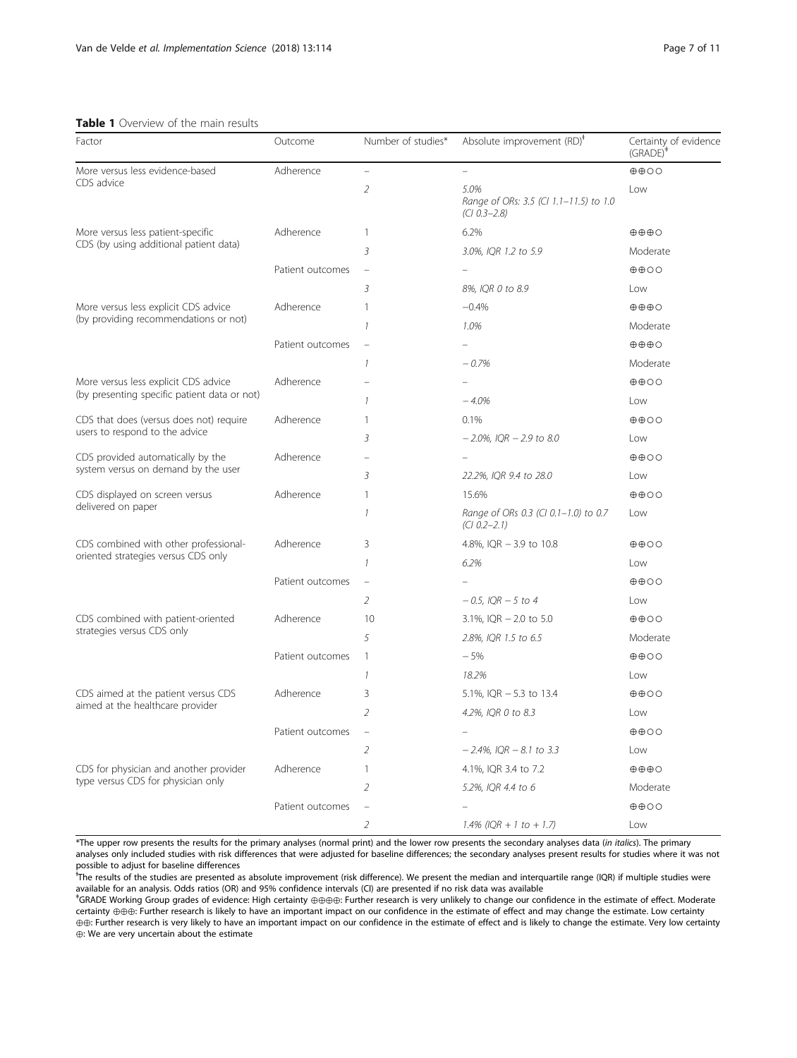**Table 1** Overview of the main results

| Factor | Outcome | Number of studies* | Absolute improvement (RD)[†] | Certainty of evidence (GRADE)[‡] |
|---|---|---|---|---|
| More versus less evidence-based CDS advice | Adherence | – | – | ⊕⊕○○ |
| | | *2* | *5.0%* *Range of ORs: 3.5 (CI 1.1–11.5) to 1.0 (CI 0.3–2.8)* | Low |
| More versus less patient-specific CDS (by using additional patient data) | Adherence | 1 | 6.2% | ⊕⊕⊕○ |
| | | *3* | *3.0%, IQR 1.2 to 5.9* | Moderate |
| | Patient outcomes | – | – | ⊕⊕○○ |
| | | *3* | *8%, IQR 0 to 8.9* | Low |
| More versus less explicit CDS advice (by providing recommendations or not) | Adherence | 1 | −0.4% | ⊕⊕⊕○ |
| | | *1* | *1.0%* | Moderate |
| | Patient outcomes | – | – | ⊕⊕⊕○ |
| | | *1* | *− 0.7%* | Moderate |
| More versus less explicit CDS advice (by presenting specific patient data or not) | Adherence | – | – | ⊕⊕○○ |
| | | *1* | *− 4.0%* | Low |
| CDS that does (versus does not) require users to respond to the advice | Adherence | 1 | 0.1% | ⊕⊕○○ |
| | | *3* | *− 2.0%, IQR − 2.9 to 8.0* | Low |
| CDS provided automatically by the system versus on demand by the user | Adherence | – | – | ⊕⊕○○ |
| | | *3* | *22.2%, IQR 9.4 to 28.0* | Low |
| CDS displayed on screen versus delivered on paper | Adherence | 1 | 15.6% | ⊕⊕○○ |
| | | *1* | *Range of ORs 0.3 (CI 0.1–1.0) to 0.7 (CI 0.2–2.1)* | Low |
| CDS combined with other professional-oriented strategies versus CDS only | Adherence | 3 | 4.8%, IQR − 3.9 to 10.8 | ⊕⊕○○ |
| | | *1* | *6.2%* | Low |
| | Patient outcomes | – | – | ⊕⊕○○ |
| | | *2* | *− 0.5, IQR − 5 to 4* | Low |
| CDS combined with patient-oriented strategies versus CDS only | Adherence | 10 | 3.1%, IQR − 2.0 to 5.0 | ⊕⊕○○ |
| | | *5* | *2.8%, IQR 1.5 to 6.5* | Moderate |
| | Patient outcomes | 1 | − 5% | ⊕⊕○○ |
| | | *1* | *18.2%* | Low |
| CDS aimed at the patient versus CDS aimed at the healthcare provider | Adherence | 3 | 5.1%, IQR − 5.3 to 13.4 | ⊕⊕○○ |
| | | *2* | *4.2%, IQR 0 to 8.3* | Low |
| | Patient outcomes | – | – | ⊕⊕○○ |
| | | *2* | *− 2.4%, IQR − 8.1 to 3.3* | Low |
| CDS for physician and another provider type versus CDS for physician only | Adherence | 1 | 4.1%, IQR 3.4 to 7.2 | ⊕⊕⊕○ |
| | | *2* | *5.2%, IQR 4.4 to 6* | Moderate |
| | Patient outcomes | – | – | ⊕⊕○○ |
| | | *2* | *1.4% (IQR + 1 to + 1.7)* | Low |

*The upper row presents the results for the primary analyses (normal print) and the lower row presents the secondary analyses data (*in italics*). The primary analyses only included studies with risk differences that were adjusted for baseline differences; the secondary analyses present results for studies where it was not possible to adjust for baseline differences

[†]The results of the studies are presented as absolute improvement (risk difference). We present the median and interquartile range (IQR) if multiple studies were available for an analysis. Odds ratios (OR) and 95% confidence intervals (CI) are presented if no risk data was available

[‡]GRADE Working Group grades of evidence: High certainty ⊕⊕⊕⊕: Further research is very unlikely to change our confidence in the estimate of effect. Moderate certainty ⊕⊕⊕: Further research is likely to have an important impact on our confidence in the estimate of effect and may change the estimate. Low certainty ⊕⊕: Further research is very likely to have an important impact on our confidence in the estimate of effect and is likely to change the estimate. Very low certainty ⊕: We are very uncertain about the estimate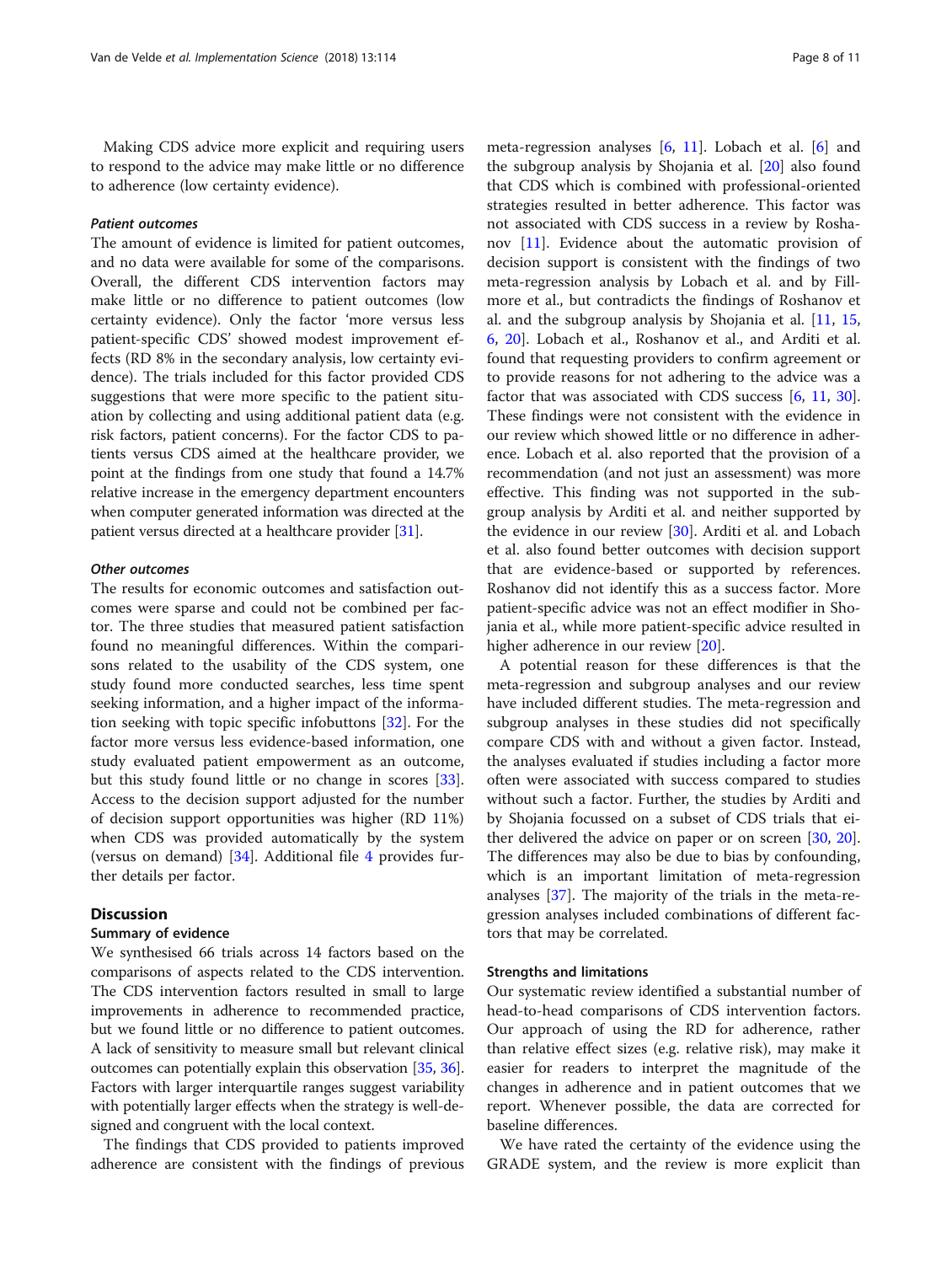Making CDS advice more explicit and requiring users to respond to the advice may make little or no difference to adherence (low certainty evidence).

#### *Patient outcomes*

The amount of evidence is limited for patient outcomes, and no data were available for some of the comparisons. Overall, the different CDS intervention factors may make little or no difference to patient outcomes (low certainty evidence). Only the factor 'more versus less patient-specific CDS' showed modest improvement effects (RD 8% in the secondary analysis, low certainty evidence). The trials included for this factor provided CDS suggestions that were more specific to the patient situation by collecting and using additional patient data (e.g. risk factors, patient concerns). For the factor CDS to patients versus CDS aimed at the healthcare provider, we point at the findings from one study that found a 14.7% relative increase in the emergency department encounters when computer generated information was directed at the patient versus directed at a healthcare provider [31].

#### *Other outcomes*

The results for economic outcomes and satisfaction outcomes were sparse and could not be combined per factor. The three studies that measured patient satisfaction found no meaningful differences. Within the comparisons related to the usability of the CDS system, one study found more conducted searches, less time spent seeking information, and a higher impact of the information seeking with topic specific infobuttons [32]. For the factor more versus less evidence-based information, one study evaluated patient empowerment as an outcome, but this study found little or no change in scores [33]. Access to the decision support adjusted for the number of decision support opportunities was higher (RD 11%) when CDS was provided automatically by the system (versus on demand) [34]. Additional file 4 provides further details per factor.

## Discussion

### Summary of evidence

We synthesised 66 trials across 14 factors based on the comparisons of aspects related to the CDS intervention. The CDS intervention factors resulted in small to large improvements in adherence to recommended practice, but we found little or no difference to patient outcomes. A lack of sensitivity to measure small but relevant clinical outcomes can potentially explain this observation [35, 36]. Factors with larger interquartile ranges suggest variability with potentially larger effects when the strategy is well-designed and congruent with the local context.

The findings that CDS provided to patients improved adherence are consistent with the findings of previous meta-regression analyses [6, 11]. Lobach et al. [6] and the subgroup analysis by Shojania et al. [20] also found that CDS which is combined with professional-oriented strategies resulted in better adherence. This factor was not associated with CDS success in a review by Roshanov [11]. Evidence about the automatic provision of decision support is consistent with the findings of two meta-regression analysis by Lobach et al. and by Fillmore et al., but contradicts the findings of Roshanov et al. and the subgroup analysis by Shojania et al. [11, 15, 6, 20]. Lobach et al., Roshanov et al., and Arditi et al. found that requesting providers to confirm agreement or to provide reasons for not adhering to the advice was a factor that was associated with CDS success [6, 11, 30]. These findings were not consistent with the evidence in our review which showed little or no difference in adherence. Lobach et al. also reported that the provision of a recommendation (and not just an assessment) was more effective. This finding was not supported in the subgroup analysis by Arditi et al. and neither supported by the evidence in our review [30]. Arditi et al. and Lobach et al. also found better outcomes with decision support that are evidence-based or supported by references. Roshanov did not identify this as a success factor. More patient-specific advice was not an effect modifier in Shojania et al., while more patient-specific advice resulted in higher adherence in our review [20].

A potential reason for these differences is that the meta-regression and subgroup analyses and our review have included different studies. The meta-regression and subgroup analyses in these studies did not specifically compare CDS with and without a given factor. Instead, the analyses evaluated if studies including a factor more often were associated with success compared to studies without such a factor. Further, the studies by Arditi and by Shojania focussed on a subset of CDS trials that either delivered the advice on paper or on screen [30, 20]. The differences may also be due to bias by confounding, which is an important limitation of meta-regression analyses [37]. The majority of the trials in the meta-regression analyses included combinations of different factors that may be correlated.

### Strengths and limitations

Our systematic review identified a substantial number of head-to-head comparisons of CDS intervention factors. Our approach of using the RD for adherence, rather than relative effect sizes (e.g. relative risk), may make it easier for readers to interpret the magnitude of the changes in adherence and in patient outcomes that we report. Whenever possible, the data are corrected for baseline differences.

We have rated the certainty of the evidence using the GRADE system, and the review is more explicit than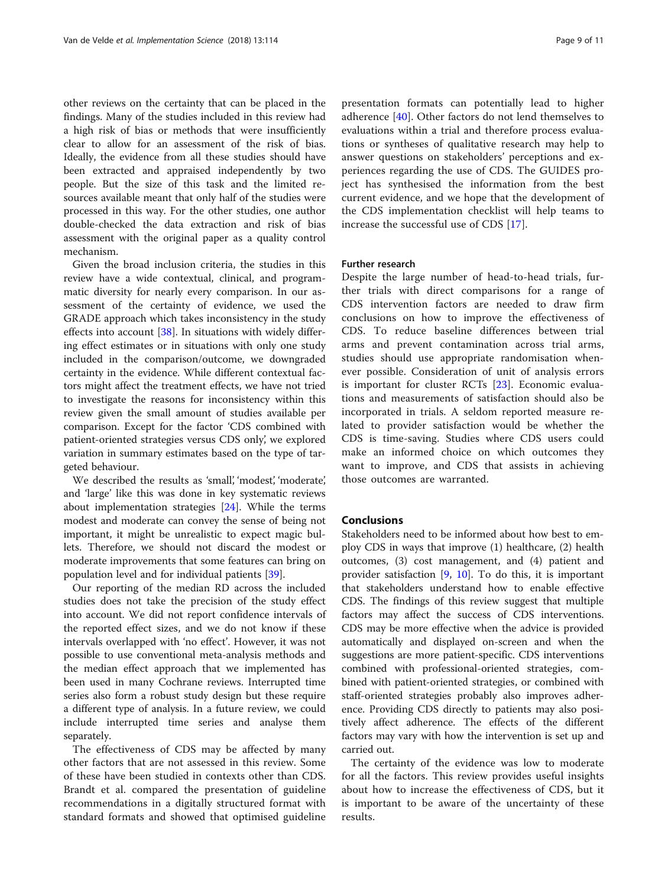other reviews on the certainty that can be placed in the findings. Many of the studies included in this review had a high risk of bias or methods that were insufficiently clear to allow for an assessment of the risk of bias. Ideally, the evidence from all these studies should have been extracted and appraised independently by two people. But the size of this task and the limited resources available meant that only half of the studies were processed in this way. For the other studies, one author double-checked the data extraction and risk of bias assessment with the original paper as a quality control mechanism.

Given the broad inclusion criteria, the studies in this review have a wide contextual, clinical, and programmatic diversity for nearly every comparison. In our assessment of the certainty of evidence, we used the GRADE approach which takes inconsistency in the study effects into account [38]. In situations with widely differing effect estimates or in situations with only one study included in the comparison/outcome, we downgraded certainty in the evidence. While different contextual factors might affect the treatment effects, we have not tried to investigate the reasons for inconsistency within this review given the small amount of studies available per comparison. Except for the factor 'CDS combined with patient-oriented strategies versus CDS only', we explored variation in summary estimates based on the type of targeted behaviour.

We described the results as 'small', 'modest', 'moderate', and 'large' like this was done in key systematic reviews about implementation strategies [24]. While the terms modest and moderate can convey the sense of being not important, it might be unrealistic to expect magic bullets. Therefore, we should not discard the modest or moderate improvements that some features can bring on population level and for individual patients [39].

Our reporting of the median RD across the included studies does not take the precision of the study effect into account. We did not report confidence intervals of the reported effect sizes, and we do not know if these intervals overlapped with 'no effect'. However, it was not possible to use conventional meta-analysis methods and the median effect approach that we implemented has been used in many Cochrane reviews. Interrupted time series also form a robust study design but these require a different type of analysis. In a future review, we could include interrupted time series and analyse them separately.

The effectiveness of CDS may be affected by many other factors that are not assessed in this review. Some of these have been studied in contexts other than CDS. Brandt et al. compared the presentation of guideline recommendations in a digitally structured format with standard formats and showed that optimised guideline presentation formats can potentially lead to higher adherence [40]. Other factors do not lend themselves to evaluations within a trial and therefore process evaluations or syntheses of qualitative research may help to answer questions on stakeholders' perceptions and experiences regarding the use of CDS. The GUIDES project has synthesised the information from the best current evidence, and we hope that the development of the CDS implementation checklist will help teams to increase the successful use of CDS [17].

### Further research

Despite the large number of head-to-head trials, further trials with direct comparisons for a range of CDS intervention factors are needed to draw firm conclusions on how to improve the effectiveness of CDS. To reduce baseline differences between trial arms and prevent contamination across trial arms, studies should use appropriate randomisation whenever possible. Consideration of unit of analysis errors is important for cluster RCTs [23]. Economic evaluations and measurements of satisfaction should also be incorporated in trials. A seldom reported measure related to provider satisfaction would be whether the CDS is time-saving. Studies where CDS users could make an informed choice on which outcomes they want to improve, and CDS that assists in achieving those outcomes are warranted.

## Conclusions

Stakeholders need to be informed about how best to employ CDS in ways that improve (1) healthcare, (2) health outcomes, (3) cost management, and (4) patient and provider satisfaction [9, 10]. To do this, it is important that stakeholders understand how to enable effective CDS. The findings of this review suggest that multiple factors may affect the success of CDS interventions. CDS may be more effective when the advice is provided automatically and displayed on-screen and when the suggestions are more patient-specific. CDS interventions combined with professional-oriented strategies, combined with patient-oriented strategies, or combined with staff-oriented strategies probably also improves adherence. Providing CDS directly to patients may also positively affect adherence. The effects of the different factors may vary with how the intervention is set up and carried out.

The certainty of the evidence was low to moderate for all the factors. This review provides useful insights about how to increase the effectiveness of CDS, but it is important to be aware of the uncertainty of these results.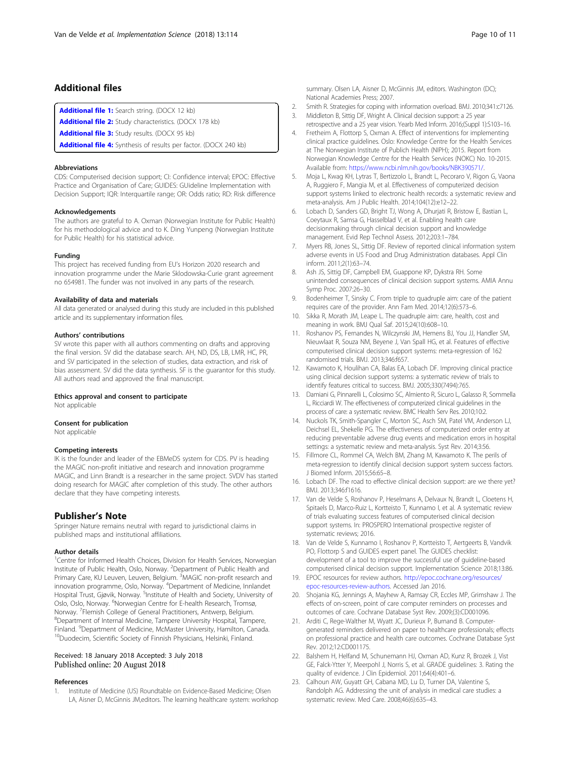## Additional files

**Additional file 1:** Search string. (DOCX 12 kb)

**Additional file 2:** Study characteristics. (DOCX 178 kb)

**Additional file 3:** Study results. (DOCX 95 kb)

**Additional file 4:** Synthesis of results per factor. (DOCX 240 kb)

#### Abbreviations

CDS: Computerised decision support; CI: Confidence interval; EPOC: Effective Practice and Organisation of Care; GUIDES: GUideline Implementation with Decision Support; IQR: Interquartile range; OR: Odds ratio; RD: Risk difference

#### Acknowledgements

The authors are grateful to A. Oxman (Norwegian Institute for Public Health) for his methodological advice and to K. Ding Yunpeng (Norwegian Institute for Public Health) for his statistical advice.

#### Funding

This project has received funding from EU's Horizon 2020 research and innovation programme under the Marie Sklodowska-Curie grant agreement no 654981. The funder was not involved in any parts of the research.

#### Availability of data and materials

All data generated or analysed during this study are included in this published article and its supplementary information files.

#### Authors' contributions

SV wrote this paper with all authors commenting on drafts and approving the final version. SV did the database search. AH, ND, DS, LB, LMR, HC, PR, and SV participated in the selection of studies, data extraction, and risk of bias assessment. SV did the data synthesis. SF is the guarantor for this study. All authors read and approved the final manuscript.

#### Ethics approval and consent to participate

Not applicable

#### Consent for publication

Not applicable

#### Competing interests

IK is the founder and leader of the EBMeDS system for CDS. PV is heading the MAGIC non-profit initiative and research and innovation programme MAGIC, and Linn Brandt is a researcher in the same project. SVDV has started doing research for MAGIC after completion of this study. The other authors declare that they have competing interests.

## Publisher's Note

Springer Nature remains neutral with regard to jurisdictional claims in published maps and institutional affiliations.

#### Author details

[1]Centre for Informed Health Choices, Division for Health Services, Norwegian Institute of Public Health, Oslo, Norway. [2]Department of Public Health and Primary Care, KU Leuven, Leuven, Belgium. [3]MAGIC non-profit research and innovation programme, Oslo, Norway. [4]Department of Medicine, Innlandet Hospital Trust, Gjøvik, Norway. [5]Institute of Health and Society, University of Oslo, Oslo, Norway. [6]Norwegian Centre for E-health Research, Tromsø, Norway. [7]Flemish College of General Practitioners, Antwerp, Belgium. [8]Department of Internal Medicine, Tampere University Hospital, Tampere, Finland. [9]Department of Medicine, McMaster University, Hamilton, Canada. [10]Duodecim, Scientific Society of Finnish Physicians, Helsinki, Finland.

Received: 18 January 2018 Accepted: 3 July 2018
Published online: 20 August 2018

#### References

1. Institute of Medicine (US) Roundtable on Evidence-Based Medicine; Olsen LA, Aisner D, McGinnis JM,editors. The learning healthcare system: workshop summary. Olsen LA, Aisner D, McGinnis JM, editors. Washington (DC); National Academies Press; 2007.
2. Smith R. Strategies for coping with information overload. BMJ. 2010;341:c7126.
3. Middleton B, Sittig DF, Wright A. Clinical decision support: a 25 year retrospective and a 25 year vision. Yearb Med Inform. 2016;(Suppl 1):S103–16.
4. Fretheim A, Flottorp S, Oxman A. Effect of interventions for implementing clinical practice guidelines. Oslo: Knowledge Centre for the Health Services at The Norwegian Institute of Publich Health (NIPH); 2015. Report from Norwegian Knowledge Centre for the Health Services (NOKC) No. 10-2015. Available from: https://www.ncbi.nlm.nih.gov/books/NBK390571/.
5. Moja L, Kwag KH, Lytras T, Bertizzolo L, Brandt L, Pecoraro V, Rigon G, Vaona A, Ruggiero F, Mangia M, et al. Effectiveness of computerized decision support systems linked to electronic health records: a systematic review and meta-analysis. Am J Public Health. 2014;104(12):e12–22.
6. Lobach D, Sanders GD, Bright TJ, Wong A, Dhurjati R, Bristow E, Bastian L, Coeytaux R, Samsa G, Hasselblad V, et al. Enabling health care decisionmaking through clinical decision support and knowledge management. Evid Rep Technol Assess. 2012;203:1–784.
7. Myers RB, Jones SL, Sittig DF. Review of reported clinical information system adverse events in US Food and Drug Administration databases. Appl Clin inform. 2011;2(1):63–74.
8. Ash JS, Sittig DF, Campbell EM, Guappone KP, Dykstra RH. Some unintended consequences of clinical decision support systems. AMIA Annu Symp Proc. 2007:26–30.
9. Bodenheimer T, Sinsky C. From triple to quadruple aim: care of the patient requires care of the provider. Ann Fam Med. 2014;12(6):573–6.
10. Sikka R, Morath JM, Leape L. The quadruple aim: care, health, cost and meaning in work. BMJ Qual Saf. 2015;24(10):608–10.
11. Roshanov PS, Fernandes N, Wilczynski JM, Hemens BJ, You JJ, Handler SM, Nieuwlaat R, Souza NM, Beyene J, Van Spall HG, et al. Features of effective computerised clinical decision support systems: meta-regression of 162 randomised trials. BMJ. 2013;346:f657.
12. Kawamoto K, Houlihan CA, Balas EA, Lobach DF. Improving clinical practice using clinical decision support systems: a systematic review of trials to identify features critical to success. BMJ. 2005;330(7494):765.
13. Damiani G, Pinnarelli L, Colosimo SC, Almiento R, Sicuro L, Galasso R, Sommella L, Ricciardi W. The effectiveness of computerized clinical guidelines in the process of care: a systematic review. BMC Health Serv Res. 2010;10:2.
14. Nuckols TK, Smith-Spangler C, Morton SC, Asch SM, Patel VM, Anderson LJ, Deichsel EL, Shekelle PG. The effectiveness of computerized order entry at reducing preventable adverse drug events and medication errors in hospital settings: a systematic review and meta-analysis. Syst Rev. 2014;3:56.
15. Fillmore CL, Rommel CA, Welch BM, Zhang M, Kawamoto K. The perils of meta-regression to identify clinical decision support system success factors. J Biomed Inform. 2015;56:65–8.
16. Lobach DF. The road to effective clinical decision support: are we there yet? BMJ. 2013;346:f1616.
17. Van de Velde S, Roshanov P, Heselmans A, Delvaux N, Brandt L, Cloetens H, Spitaels D, Marco-Ruiz L, Kortteisto T, Kunnamo I, et al. A systematic review of trials evaluating success features of computerised clinical decision support systems. In: PROSPERO International prospective register of systematic reviews; 2016.
18. Van de Velde S, Kunnamo I, Roshanov P, Kortteisto T, Aertgeerts B, Vandvik PO, Flottorp S and GUIDES expert panel. The GUIDES checklist: development of a tool to improve the successful use of guideline-based computerised clinical decision support. Implementation Science 2018;13:86.
19. EPOC resources for review authors. http://epoc.cochrane.org/resources/epoc-resources-review-authors. Accessed Jan 2016.
20. Shojania KG, Jennings A, Mayhew A, Ramsay CR, Eccles MP, Grimshaw J. The effects of on-screen, point of care computer reminders on processes and outcomes of care. Cochrane Database Syst Rev. 2009;(3):CD001096.
21. Arditi C, Rege-Walther M, Wyatt JC, Durieux P, Burnand B. Computer-generated reminders delivered on paper to healthcare professionals; effects on professional practice and health care outcomes. Cochrane Database Syst Rev. 2012;12:CD001175.
22. Balshem H, Helfand M, Schunemann HJ, Oxman AD, Kunz R, Brozek J, Vist GE, Falck-Ytter Y, Meerpohl J, Norris S, et al. GRADE guidelines: 3. Rating the quality of evidence. J Clin Epidemiol. 2011;64(4):401–6.
23. Calhoun AW, Guyatt GH, Cabana MD, Lu D, Turner DA, Valentine S, Randolph AG. Addressing the unit of analysis in medical care studies: a systematic review. Med Care. 2008;46(6):635–43.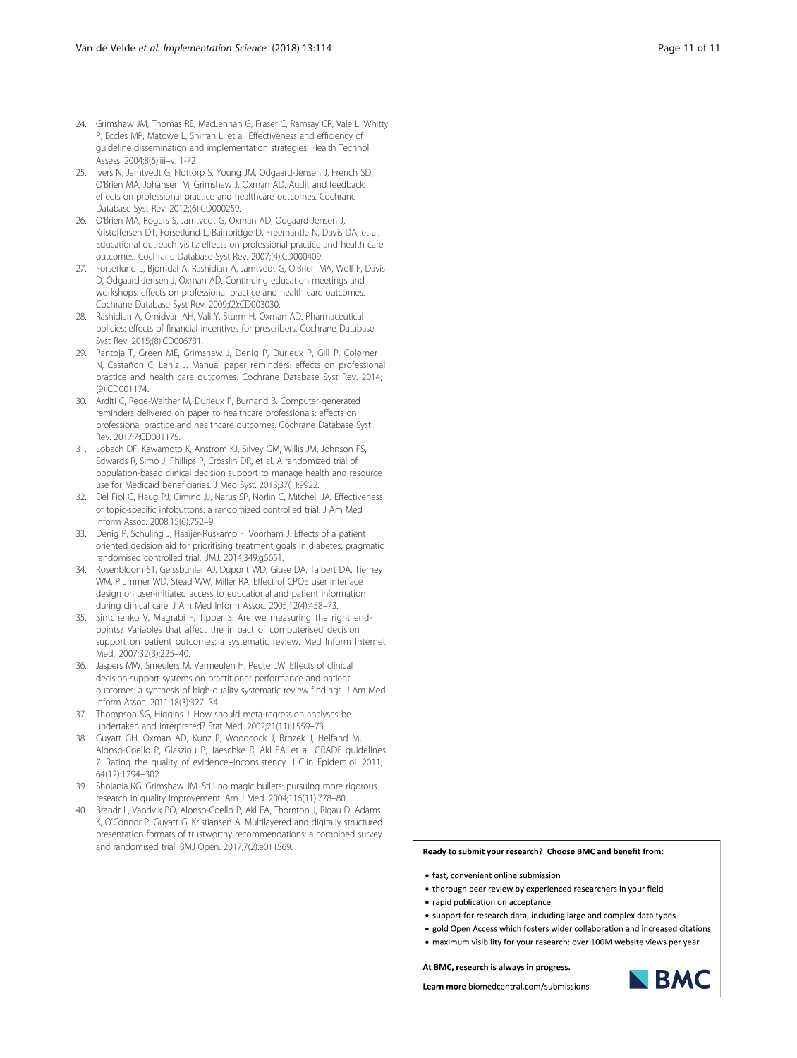24. Grimshaw JM, Thomas RE, MacLennan G, Fraser C, Ramsay CR, Vale L, Whitty P, Eccles MP, Matowe L, Shirran L, et al. Effectiveness and efficiency of guideline dissemination and implementation strategies. Health Technol Assess. 2004;8(6):iii–v. 1-72
25. Ivers N, Jamtvedt G, Flottorp S, Young JM, Odgaard-Jensen J, French SD, O'Brien MA, Johansen M, Grimshaw J, Oxman AD. Audit and feedback: effects on professional practice and healthcare outcomes. Cochrane Database Syst Rev. 2012;(6):CD000259.
26. O'Brien MA, Rogers S, Jamtvedt G, Oxman AD, Odgaard-Jensen J, Kristoffersen DT, Forsetlund L, Bainbridge D, Freemantle N, Davis DA, et al. Educational outreach visits: effects on professional practice and health care outcomes. Cochrane Database Syst Rev. 2007;(4):CD000409.
27. Forsetlund L, Bjorndal A, Rashidian A, Jamtvedt G, O'Brien MA, Wolf F, Davis D, Odgaard-Jensen J, Oxman AD. Continuing education meetings and workshops: effects on professional practice and health care outcomes. Cochrane Database Syst Rev. 2009;(2):CD003030.
28. Rashidian A, Omidvari AH, Vali Y, Sturm H, Oxman AD. Pharmaceutical policies: effects of financial incentives for prescribers. Cochrane Database Syst Rev. 2015;(8):CD006731.
29. Pantoja T, Green ME, Grimshaw J, Denig P, Durieux P, Gill P, Colomer N, Castañon C, Leniz J. Manual paper reminders: effects on professional practice and health care outcomes. Cochrane Database Syst Rev. 2014;(9):CD001174.
30. Arditi C, Rege-Walther M, Durieux P, Burnand B. Computer-generated reminders delivered on paper to healthcare professionals: effects on professional practice and healthcare outcomes. Cochrane Database Syst Rev. 2017;7:CD001175.
31. Lobach DF, Kawamoto K, Anstrom KJ, Silvey GM, Willis JM, Johnson FS, Edwards R, Simo J, Phillips P, Crosslin DR, et al. A randomized trial of population-based clinical decision support to manage health and resource use for Medicaid beneficiaries. J Med Syst. 2013;37(1):9922.
32. Del Fiol G, Haug PJ, Cimino JJ, Narus SP, Norlin C, Mitchell JA. Effectiveness of topic-specific infobuttons: a randomized controlled trial. J Am Med Inform Assoc. 2008;15(6):752–9.
33. Denig P, Schuling J, Haaijer-Ruskamp F, Voorham J. Effects of a patient oriented decision aid for prioritising treatment goals in diabetes: pragmatic randomised controlled trial. BMJ. 2014;349:g5651.
34. Rosenbloom ST, Geissbuhler AJ, Dupont WD, Giuse DA, Talbert DA, Tierney WM, Plummer WD, Stead WW, Miller RA. Effect of CPOE user interface design on user-initiated access to educational and patient information during clinical care. J Am Med Inform Assoc. 2005;12(4):458–73.
35. Sintchenko V, Magrabi F, Tipper S. Are we measuring the right end-points? Variables that affect the impact of computerised decision support on patient outcomes: a systematic review. Med Inform Internet Med. 2007;32(3):225–40.
36. Jaspers MW, Smeulers M, Vermeulen H, Peute LW. Effects of clinical decision-support systems on practitioner performance and patient outcomes: a synthesis of high-quality systematic review findings. J Am Med Inform Assoc. 2011;18(3):327–34.
37. Thompson SG, Higgins J. How should meta-regression analyses be undertaken and interpreted? Stat Med. 2002;21(11):1559–73.
38. Guyatt GH, Oxman AD, Kunz R, Woodcock J, Brozek J, Helfand M, Alonso-Coello P, Glasziou P, Jaeschke R, Akl EA, et al. GRADE guidelines: 7. Rating the quality of evidence–inconsistency. J Clin Epidemiol. 2011;64(12):1294–302.
39. Shojania KG, Grimshaw JM. Still no magic bullets: pursuing more rigorous research in quality improvement. Am J Med. 2004;116(11):778–80.
40. Brandt L, Vandvik PO, Alonso-Coello P, Akl EA, Thornton J, Rigau D, Adams K, O'Connor P, Guyatt G, Kristiansen A. Multilayered and digitally structured presentation formats of trustworthy recommendations: a combined survey and randomised trial. BMJ Open. 2017;7(2):e011569.

**Ready to submit your research? Choose BMC and benefit from:**

- fast, convenient online submission
- thorough peer review by experienced researchers in your field
- rapid publication on acceptance
- support for research data, including large and complex data types
- gold Open Access which fosters wider collaboration and increased citations
- maximum visibility for your research: over 100M website views per year

**At BMC, research is always in progress.**

**Learn more** biomedcentral.com/submissions

BMC